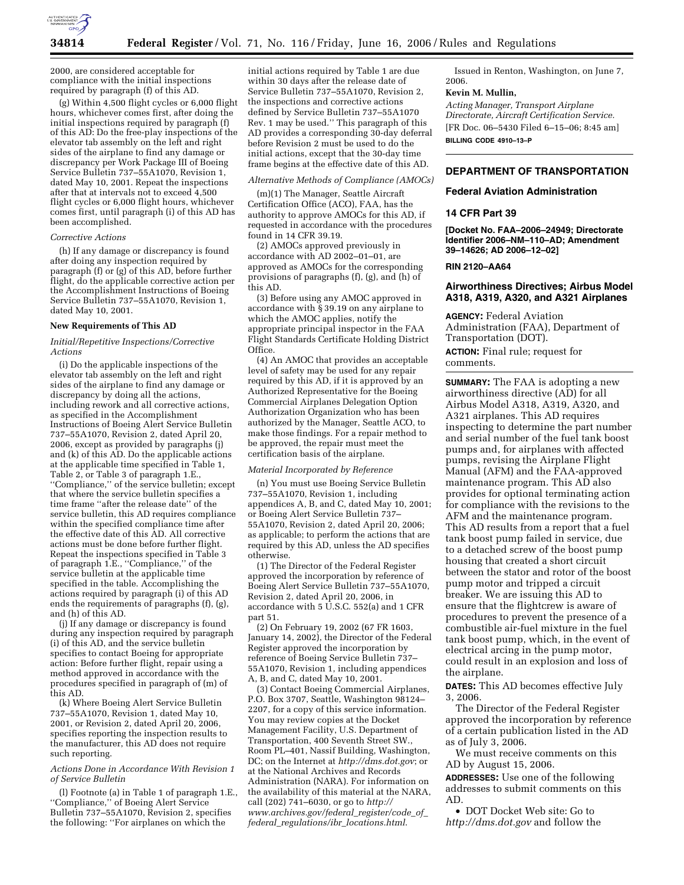2000, are considered acceptable for compliance with the initial inspections required by paragraph (f) of this AD.

(g) Within 4,500 flight cycles or 6,000 flight hours, whichever comes first, after doing the initial inspections required by paragraph (f) of this AD: Do the free-play inspections of the elevator tab assembly on the left and right sides of the airplane to find any damage or discrepancy per Work Package III of Boeing Service Bulletin 737–55A1070, Revision 1, dated May 10, 2001. Repeat the inspections after that at intervals not to exceed 4,500 flight cycles or 6,000 flight hours, whichever comes first, until paragraph (i) of this AD has been accomplished.

*Corrective Actions*

(h) If any damage or discrepancy is found after doing any inspection required by paragraph (f) or (g) of this AD, before further flight, do the applicable corrective action per the Accomplishment Instructions of Boeing Service Bulletin 737–55A1070, Revision 1, dated May 10, 2001.

**New Requirements of This AD**

*Initial/Repetitive Inspections/Corrective Actions*

(i) Do the applicable inspections of the elevator tab assembly on the left and right sides of the airplane to find any damage or discrepancy by doing all the actions, including rework and all corrective actions, as specified in the Accomplishment Instructions of Boeing Alert Service Bulletin 737–55A1070, Revision 2, dated April 20, 2006, except as provided by paragraphs (j) and (k) of this AD. Do the applicable actions at the applicable time specified in Table 1, Table 2, or Table 3 of paragraph 1.E., ''Compliance,'' of the service bulletin; except that where the service bulletin specifies a time frame ''after the release date'' of the service bulletin, this AD requires compliance within the specified compliance time after the effective date of this AD. All corrective actions must be done before further flight. Repeat the inspections specified in Table 3 of paragraph 1.E., ''Compliance,'' of the service bulletin at the applicable time specified in the table. Accomplishing the actions required by paragraph (i) of this AD ends the requirements of paragraphs (f), (g), and (h) of this AD.

(j) If any damage or discrepancy is found during any inspection required by paragraph (i) of this AD, and the service bulletin specifies to contact Boeing for appropriate action: Before further flight, repair using a method approved in accordance with the procedures specified in paragraph of (m) of this AD.

(k) Where Boeing Alert Service Bulletin 737–55A1070, Revision 1, dated May 10, 2001, or Revision 2, dated April 20, 2006, specifies reporting the inspection results to the manufacturer, this AD does not require such reporting.

*Actions Done in Accordance With Revision 1 of Service Bulletin*

(l) Footnote (a) in Table 1 of paragraph 1.E., ''Compliance,'' of Boeing Alert Service Bulletin 737–55A1070, Revision 2, specifies the following: ''For airplanes on which the initial actions required by Table 1 are due within 30 days after the release date of Service Bulletin 737–55A1070, Revision 2, the inspections and corrective actions defined by Service Bulletin 737–55A1070 Rev. 1 may be used.'' This paragraph of this AD provides a corresponding 30-day deferral before Revision 2 must be used to do the initial actions, except that the 30-day time frame begins at the effective date of this AD.

*Alternative Methods of Compliance (AMOCs)*

(m)(1) The Manager, Seattle Aircraft Certification Office (ACO), FAA, has the authority to approve AMOCs for this AD, if requested in accordance with the procedures found in 14 CFR 39.19.

(2) AMOCs approved previously in accordance with AD 2002–01–01, are approved as AMOCs for the corresponding provisions of paragraphs (f), (g), and (h) of this AD.

(3) Before using any AMOC approved in accordance with § 39.19 on any airplane to which the AMOC applies, notify the appropriate principal inspector in the FAA Flight Standards Certificate Holding District Office.

(4) An AMOC that provides an acceptable level of safety may be used for any repair required by this AD, if it is approved by an Authorized Representative for the Boeing Commercial Airplanes Delegation Option Authorization Organization who has been authorized by the Manager, Seattle ACO, to make those findings. For a repair method to be approved, the repair must meet the certification basis of the airplane.

*Material Incorporated by Reference*

(n) You must use Boeing Service Bulletin 737–55A1070, Revision 1, including appendices A, B, and C, dated May 10, 2001; or Boeing Alert Service Bulletin 737–55A1070, Revision 2, dated April 20, 2006; as applicable; to perform the actions that are required by this AD, unless the AD specifies otherwise.

(1) The Director of the Federal Register approved the incorporation by reference of Boeing Alert Service Bulletin 737–55A1070, Revision 2, dated April 20, 2006, in accordance with 5 U.S.C. 552(a) and 1 CFR part 51.

(2) On February 19, 2002 (67 FR 1603, January 14, 2002), the Director of the Federal Register approved the incorporation by reference of Boeing Service Bulletin 737–55A1070, Revision 1, including appendices A, B, and C, dated May 10, 2001.

(3) Contact Boeing Commercial Airplanes, P.O. Box 3707, Seattle, Washington 98124–2207, for a copy of this service information. You may review copies at the Docket Management Facility, U.S. Department of Transportation, 400 Seventh Street SW., Room PL–401, Nassif Building, Washington, DC; on the Internet at *http://dms.dot.gov*; or at the National Archives and Records Administration (NARA). For information on the availability of this material at the NARA, call (202) 741–6030, or go to *http://www.archives.gov/federal_register/code_of_federal_regulations/ibr_locations.html*.

Issued in Renton, Washington, on June 7, 2006.

**Kevin M. Mullin,**

*Acting Manager, Transport Airplane Directorate, Aircraft Certification Service.*

[FR Doc. 06–5430 Filed 6–15–06; 8:45 am]

**BILLING CODE 4910–13–P**

---

## DEPARTMENT OF TRANSPORTATION

### Federal Aviation Administration

### 14 CFR Part 39

**[Docket No. FAA–2006–24949; Directorate Identifier 2006–NM–110–AD; Amendment 39–14626; AD 2006–12–02]**

**RIN 2120–AA64**

### Airworthiness Directives; Airbus Model A318, A319, A320, and A321 Airplanes

**AGENCY:** Federal Aviation Administration (FAA), Department of Transportation (DOT).

**ACTION:** Final rule; request for comments.

**SUMMARY:** The FAA is adopting a new airworthiness directive (AD) for all Airbus Model A318, A319, A320, and A321 airplanes. This AD requires inspecting to determine the part number and serial number of the fuel tank boost pumps and, for airplanes with affected pumps, revising the Airplane Flight Manual (AFM) and the FAA-approved maintenance program. This AD also provides for optional terminating action for compliance with the revisions to the AFM and the maintenance program. This AD results from a report that a fuel tank boost pump failed in service, due to a detached screw of the boost pump housing that created a short circuit between the stator and rotor of the boost pump motor and tripped a circuit breaker. We are issuing this AD to ensure that the flightcrew is aware of procedures to prevent the presence of a combustible air-fuel mixture in the fuel tank boost pump, which, in the event of electrical arcing in the pump motor, could result in an explosion and loss of the airplane.

**DATES:** This AD becomes effective July 3, 2006.

The Director of the Federal Register approved the incorporation by reference of a certain publication listed in the AD as of July 3, 2006.

We must receive comments on this AD by August 15, 2006.

**ADDRESSES:** Use one of the following addresses to submit comments on this AD.

- DOT Docket Web site: Go to *http://dms.dot.gov* and follow the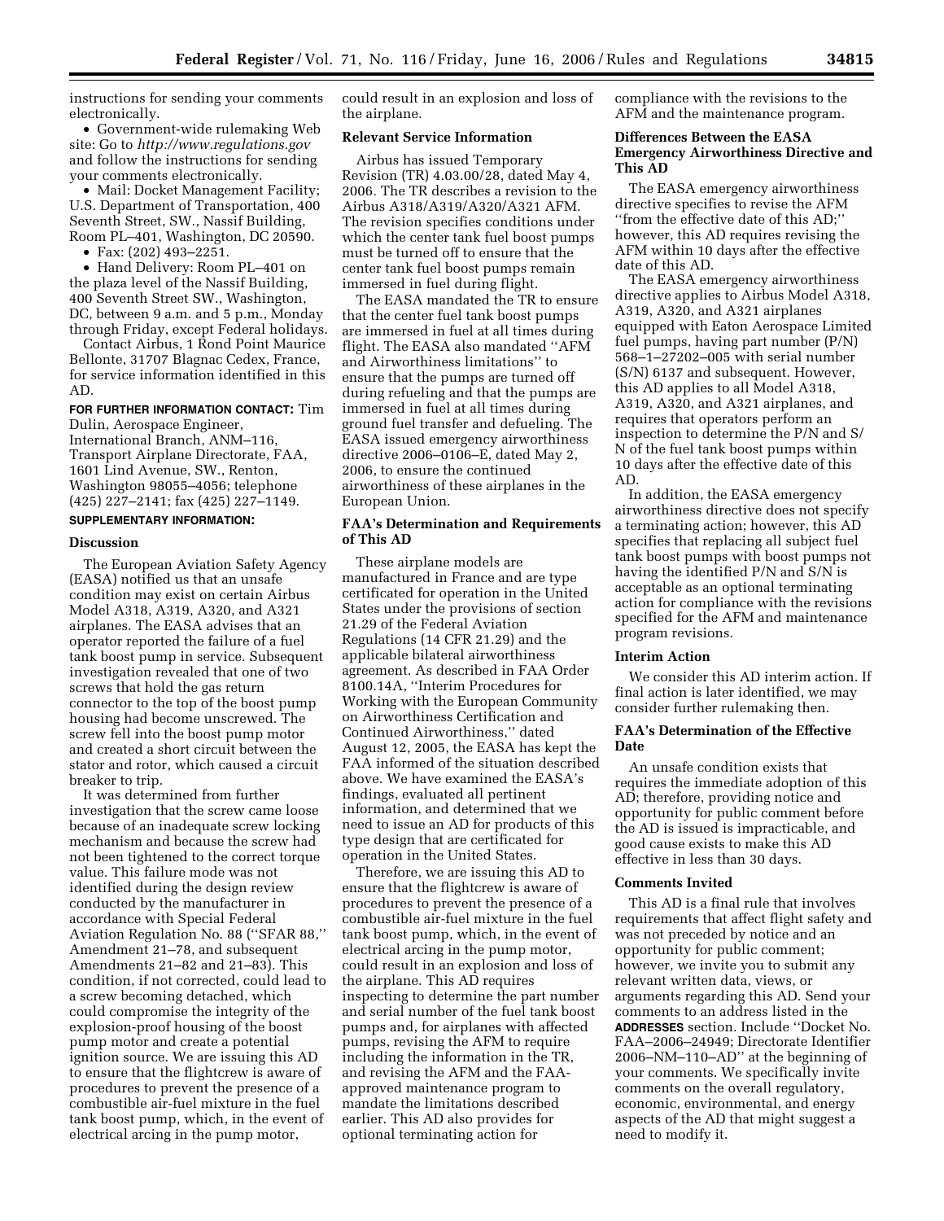instructions for sending your comments electronically.

- Government-wide rulemaking Web site: Go to *http://www.regulations.gov* and follow the instructions for sending your comments electronically.
- Mail: Docket Management Facility; U.S. Department of Transportation, 400 Seventh Street, SW., Nassif Building, Room PL–401, Washington, DC 20590.
- Fax: (202) 493–2251.
- Hand Delivery: Room PL–401 on the plaza level of the Nassif Building, 400 Seventh Street SW., Washington, DC, between 9 a.m. and 5 p.m., Monday through Friday, except Federal holidays.

Contact Airbus, 1 Rond Point Maurice Bellonte, 31707 Blagnac Cedex, France, for service information identified in this AD.

**FOR FURTHER INFORMATION CONTACT:** Tim Dulin, Aerospace Engineer, International Branch, ANM–116, Transport Airplane Directorate, FAA, 1601 Lind Avenue, SW., Renton, Washington 98055–4056; telephone (425) 227–2141; fax (425) 227–1149.

**SUPPLEMENTARY INFORMATION:**

### Discussion

The European Aviation Safety Agency (EASA) notified us that an unsafe condition may exist on certain Airbus Model A318, A319, A320, and A321 airplanes. The EASA advises that an operator reported the failure of a fuel tank boost pump in service. Subsequent investigation revealed that one of two screws that hold the gas return connector to the top of the boost pump housing had become unscrewed. The screw fell into the boost pump motor and created a short circuit between the stator and rotor, which caused a circuit breaker to trip.

It was determined from further investigation that the screw came loose because of an inadequate screw locking mechanism and because the screw had not been tightened to the correct torque value. This failure mode was not identified during the design review conducted by the manufacturer in accordance with Special Federal Aviation Regulation No. 88 (''SFAR 88,'' Amendment 21–78, and subsequent Amendments 21–82 and 21–83). This condition, if not corrected, could lead to a screw becoming detached, which could compromise the integrity of the explosion-proof housing of the boost pump motor and create a potential ignition source. We are issuing this AD to ensure that the flightcrew is aware of procedures to prevent the presence of a combustible air-fuel mixture in the fuel tank boost pump, which, in the event of electrical arcing in the pump motor, could result in an explosion and loss of the airplane.

### Relevant Service Information

Airbus has issued Temporary Revision (TR) 4.03.00/28, dated May 4, 2006. The TR describes a revision to the Airbus A318/A319/A320/A321 AFM. The revision specifies conditions under which the center tank fuel boost pumps must be turned off to ensure that the center tank fuel boost pumps remain immersed in fuel during flight.

The EASA mandated the TR to ensure that the center fuel tank boost pumps are immersed in fuel at all times during flight. The EASA also mandated ''AFM and Airworthiness limitations'' to ensure that the pumps are turned off during refueling and that the pumps are immersed in fuel at all times during ground fuel transfer and defueling. The EASA issued emergency airworthiness directive 2006–0106–E, dated May 2, 2006, to ensure the continued airworthiness of these airplanes in the European Union.

### FAA's Determination and Requirements of This AD

These airplane models are manufactured in France and are type certificated for operation in the United States under the provisions of section 21.29 of the Federal Aviation Regulations (14 CFR 21.29) and the applicable bilateral airworthiness agreement. As described in FAA Order 8100.14A, ''Interim Procedures for Working with the European Community on Airworthiness Certification and Continued Airworthiness,'' dated August 12, 2005, the EASA has kept the FAA informed of the situation described above. We have examined the EASA's findings, evaluated all pertinent information, and determined that we need to issue an AD for products of this type design that are certificated for operation in the United States.

Therefore, we are issuing this AD to ensure that the flightcrew is aware of procedures to prevent the presence of a combustible air-fuel mixture in the fuel tank boost pump, which, in the event of electrical arcing in the pump motor, could result in an explosion and loss of the airplane. This AD requires inspecting to determine the part number and serial number of the fuel tank boost pumps and, for airplanes with affected pumps, revising the AFM to require including the information in the TR, and revising the AFM and the FAA-approved maintenance program to mandate the limitations described earlier. This AD also provides for optional terminating action for compliance with the revisions to the AFM and the maintenance program.

### Differences Between the EASA Emergency Airworthiness Directive and This AD

The EASA emergency airworthiness directive specifies to revise the AFM ''from the effective date of this AD;'' however, this AD requires revising the AFM within 10 days after the effective date of this AD.

The EASA emergency airworthiness directive applies to Airbus Model A318, A319, A320, and A321 airplanes equipped with Eaton Aerospace Limited fuel pumps, having part number (P/N) 568–1–27202–005 with serial number (S/N) 6137 and subsequent. However, this AD applies to all Model A318, A319, A320, and A321 airplanes, and requires that operators perform an inspection to determine the P/N and S/N of the fuel tank boost pumps within 10 days after the effective date of this AD.

In addition, the EASA emergency airworthiness directive does not specify a terminating action; however, this AD specifies that replacing all subject fuel tank boost pumps with boost pumps not having the identified P/N and S/N is acceptable as an optional terminating action for compliance with the revisions specified for the AFM and maintenance program revisions.

### Interim Action

We consider this AD interim action. If final action is later identified, we may consider further rulemaking then.

### FAA's Determination of the Effective Date

An unsafe condition exists that requires the immediate adoption of this AD; therefore, providing notice and opportunity for public comment before the AD is issued is impracticable, and good cause exists to make this AD effective in less than 30 days.

### Comments Invited

This AD is a final rule that involves requirements that affect flight safety and was not preceded by notice and an opportunity for public comment; however, we invite you to submit any relevant written data, views, or arguments regarding this AD. Send your comments to an address listed in the **ADDRESSES** section. Include ''Docket No. FAA–2006–24949; Directorate Identifier 2006–NM–110–AD'' at the beginning of your comments. We specifically invite comments on the overall regulatory, economic, environmental, and energy aspects of the AD that might suggest a need to modify it.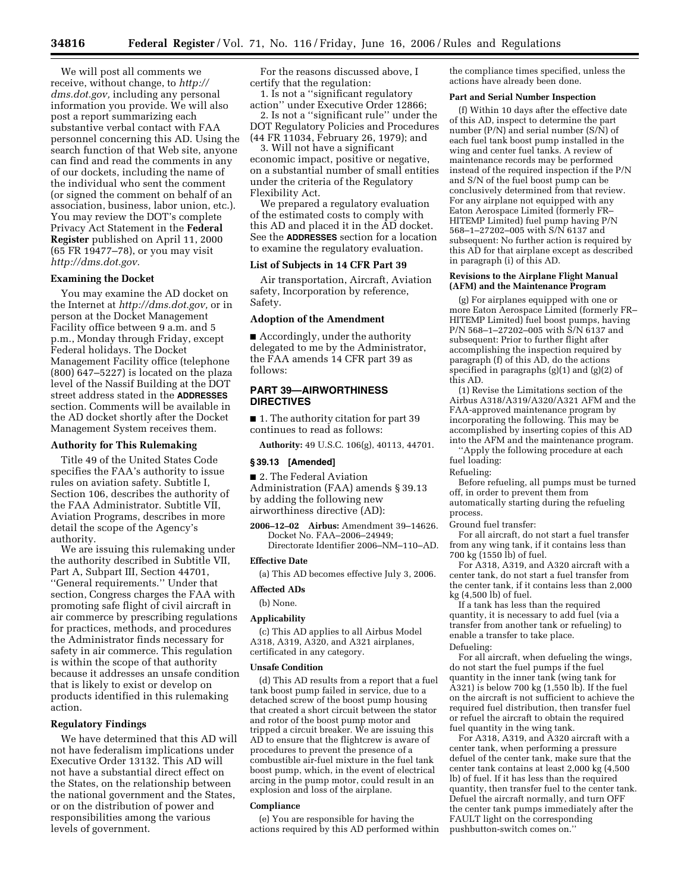We will post all comments we receive, without change, to *http://dms.dot.gov,* including any personal information you provide. We will also post a report summarizing each substantive verbal contact with FAA personnel concerning this AD. Using the search function of that Web site, anyone can find and read the comments in any of our dockets, including the name of the individual who sent the comment (or signed the comment on behalf of an association, business, labor union, etc.). You may review the DOT's complete Privacy Act Statement in the **Federal Register** published on April 11, 2000 (65 FR 19477–78), or you may visit *http://dms.dot.gov.*

### Examining the Docket

You may examine the AD docket on the Internet at *http://dms.dot.gov,* or in person at the Docket Management Facility office between 9 a.m. and 5 p.m., Monday through Friday, except Federal holidays. The Docket Management Facility office (telephone (800) 647–5227) is located on the plaza level of the Nassif Building at the DOT street address stated in the **ADDRESSES** section. Comments will be available in the AD docket shortly after the Docket Management System receives them.

### Authority for This Rulemaking

Title 49 of the United States Code specifies the FAA's authority to issue rules on aviation safety. Subtitle I, Section 106, describes the authority of the FAA Administrator. Subtitle VII, Aviation Programs, describes in more detail the scope of the Agency's authority.

We are issuing this rulemaking under the authority described in Subtitle VII, Part A, Subpart III, Section 44701, ''General requirements.'' Under that section, Congress charges the FAA with promoting safe flight of civil aircraft in air commerce by prescribing regulations for practices, methods, and procedures the Administrator finds necessary for safety in air commerce. This regulation is within the scope of that authority because it addresses an unsafe condition that is likely to exist or develop on products identified in this rulemaking action.

### Regulatory Findings

We have determined that this AD will not have federalism implications under Executive Order 13132. This AD will not have a substantial direct effect on the States, on the relationship between the national government and the States, or on the distribution of power and responsibilities among the various levels of government.

For the reasons discussed above, I certify that the regulation:

1. Is not a ''significant regulatory action'' under Executive Order 12866;
2. Is not a ''significant rule'' under the DOT Regulatory Policies and Procedures (44 FR 11034, February 26, 1979); and
3. Will not have a significant economic impact, positive or negative, on a substantial number of small entities under the criteria of the Regulatory Flexibility Act.

We prepared a regulatory evaluation of the estimated costs to comply with this AD and placed it in the AD docket. See the **ADDRESSES** section for a location to examine the regulatory evaluation.

### List of Subjects in 14 CFR Part 39

Air transportation, Aircraft, Aviation safety, Incorporation by reference, Safety.

### Adoption of the Amendment

■ Accordingly, under the authority delegated to me by the Administrator, the FAA amends 14 CFR part 39 as follows:

## PART 39—AIRWORTHINESS DIRECTIVES

■ 1. The authority citation for part 39 continues to read as follows:

**Authority:** 49 U.S.C. 106(g), 40113, 44701.

### § 39.13 [Amended]

■ 2. The Federal Aviation Administration (FAA) amends § 39.13 by adding the following new airworthiness directive (AD):

**2006–12–02 Airbus:** Amendment 39–14626. Docket No. FAA–2006–24949; Directorate Identifier 2006–NM–110–AD.

#### Effective Date

(a) This AD becomes effective July 3, 2006.

#### Affected ADs

(b) None.

#### Applicability

(c) This AD applies to all Airbus Model A318, A319, A320, and A321 airplanes, certificated in any category.

#### Unsafe Condition

(d) This AD results from a report that a fuel tank boost pump failed in service, due to a detached screw of the boost pump housing that created a short circuit between the stator and rotor of the boost pump motor and tripped a circuit breaker. We are issuing this AD to ensure that the flightcrew is aware of procedures to prevent the presence of a combustible air-fuel mixture in the fuel tank boost pump, which, in the event of electrical arcing in the pump motor, could result in an explosion and loss of the airplane.

#### Compliance

(e) You are responsible for having the actions required by this AD performed within the compliance times specified, unless the actions have already been done.

#### Part and Serial Number Inspection

(f) Within 10 days after the effective date of this AD, inspect to determine the part number (P/N) and serial number (S/N) of each fuel tank boost pump installed in the wing and center fuel tanks. A review of maintenance records may be performed instead of the required inspection if the P/N and S/N of the fuel boost pump can be conclusively determined from that review. For any airplane not equipped with any Eaton Aerospace Limited (formerly FR–HITEMP Limited) fuel pump having P/N 568–1–27202–005 with S/N 6137 and subsequent: No further action is required by this AD for that airplane except as described in paragraph (i) of this AD.

#### Revisions to the Airplane Flight Manual (AFM) and the Maintenance Program

(g) For airplanes equipped with one or more Eaton Aerospace Limited (formerly FR–HITEMP Limited) fuel boost pumps, having P/N 568–1–27202–005 with S/N 6137 and subsequent: Prior to further flight after accomplishing the inspection required by paragraph (f) of this AD, do the actions specified in paragraphs (g)(1) and (g)(2) of this AD.

(1) Revise the Limitations section of the Airbus A318/A319/A320/A321 AFM and the FAA-approved maintenance program by incorporating the following. This may be accomplished by inserting copies of this AD into the AFM and the maintenance program.

''Apply the following procedure at each fuel loading:

Refueling:

Before refueling, all pumps must be turned off, in order to prevent them from automatically starting during the refueling process.

Ground fuel transfer:

For all aircraft, do not start a fuel transfer from any wing tank, if it contains less than 700 kg (1550 lb) of fuel.

For A318, A319, and A320 aircraft with a center tank, do not start a fuel transfer from the center tank, if it contains less than 2,000 kg (4,500 lb) of fuel.

If a tank has less than the required quantity, it is necessary to add fuel (via a transfer from another tank or refueling) to enable a transfer to take place.

Defueling:

For all aircraft, when defueling the wings, do not start the fuel pumps if the fuel quantity in the inner tank (wing tank for A321) is below 700 kg (1,550 lb). If the fuel on the aircraft is not sufficient to achieve the required fuel distribution, then transfer fuel or refuel the aircraft to obtain the required fuel quantity in the wing tank.

For A318, A319, and A320 aircraft with a center tank, when performing a pressure defuel of the center tank, make sure that the center tank contains at least 2,000 kg (4,500 lb) of fuel. If it has less than the required quantity, then transfer fuel to the center tank. Defuel the aircraft normally, and turn OFF the center tank pumps immediately after the FAULT light on the corresponding pushbutton-switch comes on.''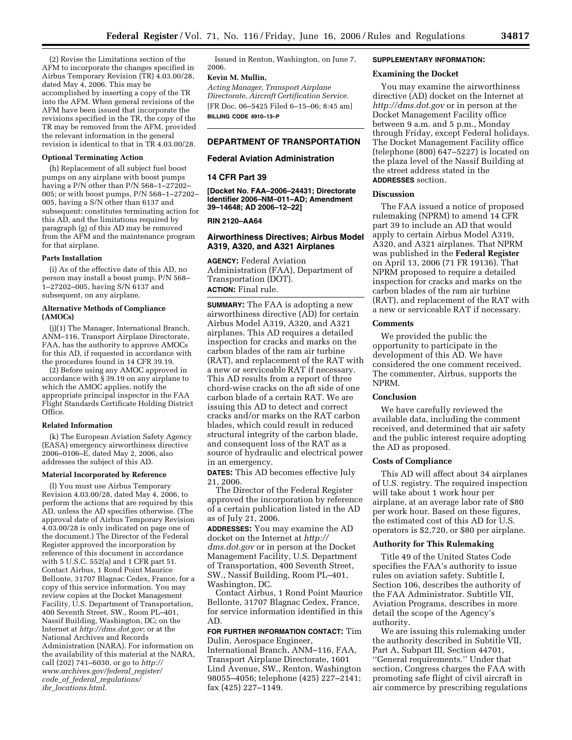(2) Revise the Limitations section of the AFM to incorporate the changes specified in Airbus Temporary Revision (TR) 4.03.00/28, dated May 4, 2006. This may be accomplished by inserting a copy of the TR into the AFM. When general revisions of the AFM have been issued that incorporate the revisions specified in the TR, the copy of the TR may be removed from the AFM, provided the relevant information in the general revision is identical to that in TR 4.03.00/28.

**Optional Terminating Action**

(h) Replacement of all subject fuel boost pumps on any airplane with boost pumps having a P/N other than P/N 568–1–27202–005; or with boost pumps, P/N 568–1–27202–005, having a S/N other than 6137 and subsequent; constitutes terminating action for this AD, and the limitations required by paragraph (g) of this AD may be removed from the AFM and the maintenance program for that airplane.

**Parts Installation**

(i) As of the effective date of this AD, no person may install a boost pump, P/N 568–1–27202–005, having S/N 6137 and subsequent, on any airplane.

**Alternative Methods of Compliance (AMOCs)**

(j)(1) The Manager, International Branch, ANM–116, Transport Airplane Directorate, FAA, has the authority to approve AMOCs for this AD, if requested in accordance with the procedures found in 14 CFR 39.19.

(2) Before using any AMOC approved in accordance with § 39.19 on any airplane to which the AMOC applies, notify the appropriate principal inspector in the FAA Flight Standards Certificate Holding District Office.

**Related Information**

(k) The European Aviation Safety Agency (EASA) emergency airworthiness directive 2006–0106–E, dated May 2, 2006, also addresses the subject of this AD.

**Material Incorporated by Reference**

(l) You must use Airbus Temporary Revision 4.03.00/28, dated May 4, 2006, to perform the actions that are required by this AD, unless the AD specifies otherwise. (The approval date of Airbus Temporary Revision 4.03.00/28 is only indicated on page one of the document.) The Director of the Federal Register approved the incorporation by reference of this document in accordance with 5 U.S.C. 552(a) and 1 CFR part 51. Contact Airbus, 1 Rond Point Maurice Bellonte, 31707 Blagnac Cedex, France, for a copy of this service information. You may review copies at the Docket Management Facility, U.S. Department of Transportation, 400 Seventh Street, SW., Room PL–401, Nassif Building, Washington, DC; on the Internet at *http://dms.dot.gov*; or at the National Archives and Records Administration (NARA). For information on the availability of this material at the NARA, call (202) 741–6030, or go to *http://www.archives.gov/federal_register/code_of_federal_regulations/ibr_locations.html*.

Issued in Renton, Washington, on June 7, 2006.

**Kevin M. Mullin,**

*Acting Manager, Transport Airplane Directorate, Aircraft Certification Service.*

[FR Doc. 06–5425 Filed 6–15–06; 8:45 am]

**BILLING CODE 4910–13–P**

---

## DEPARTMENT OF TRANSPORTATION

## Federal Aviation Administration

## 14 CFR Part 39

**[Docket No. FAA–2006–24431; Directorate Identifier 2006–NM–011–AD; Amendment 39–14648; AD 2006–12–22]**

**RIN 2120–AA64**

## Airworthiness Directives; Airbus Model A319, A320, and A321 Airplanes

**AGENCY:** Federal Aviation Administration (FAA), Department of Transportation (DOT).

**ACTION:** Final rule.

**SUMMARY:** The FAA is adopting a new airworthiness directive (AD) for certain Airbus Model A319, A320, and A321 airplanes. This AD requires a detailed inspection for cracks and marks on the carbon blades of the ram air turbine (RAT), and replacement of the RAT with a new or serviceable RAT if necessary. This AD results from a report of three chord-wise cracks on the aft side of one carbon blade of a certain RAT. We are issuing this AD to detect and correct cracks and/or marks on the RAT carbon blades, which could result in reduced structural integrity of the carbon blade, and consequent loss of the RAT as a source of hydraulic and electrical power in an emergency.

**DATES:** This AD becomes effective July 21, 2006.

The Director of the Federal Register approved the incorporation by reference of a certain publication listed in the AD as of July 21, 2006.

**ADDRESSES:** You may examine the AD docket on the Internet at *http://dms.dot.gov* or in person at the Docket Management Facility, U.S. Department of Transportation, 400 Seventh Street, SW., Nassif Building, Room PL–401, Washington, DC.

Contact Airbus, 1 Rond Point Maurice Bellonte, 31707 Blagnac Cedex, France, for service information identified in this AD.

**FOR FURTHER INFORMATION CONTACT:** Tim Dulin, Aerospace Engineer, International Branch, ANM–116, FAA, Transport Airplane Directorate, 1601 Lind Avenue, SW., Renton, Washington 98055–4056; telephone (425) 227–2141; fax (425) 227–1149.

**SUPPLEMENTARY INFORMATION:**

### Examining the Docket

You may examine the airworthiness directive (AD) docket on the Internet at *http://dms.dot.gov* or in person at the Docket Management Facility office between 9 a.m. and 5 p.m., Monday through Friday, except Federal holidays. The Docket Management Facility office (telephone (800) 647–5227) is located on the plaza level of the Nassif Building at the street address stated in the **ADDRESSES** section.

### Discussion

The FAA issued a notice of proposed rulemaking (NPRM) to amend 14 CFR part 39 to include an AD that would apply to certain Airbus Model A319, A320, and A321 airplanes. That NPRM was published in the **Federal Register** on April 13, 2006 (71 FR 19136). That NPRM proposed to require a detailed inspection for cracks and marks on the carbon blades of the ram air turbine (RAT), and replacement of the RAT with a new or serviceable RAT if necessary.

### Comments

We provided the public the opportunity to participate in the development of this AD. We have considered the one comment received. The commenter, Airbus, supports the NPRM.

### Conclusion

We have carefully reviewed the available data, including the comment received, and determined that air safety and the public interest require adopting the AD as proposed.

### Costs of Compliance

This AD will affect about 34 airplanes of U.S. registry. The required inspection will take about 1 work hour per airplane, at an average labor rate of $80 per work hour. Based on these figures, the estimated cost of this AD for U.S. operators is $2,720, or $80 per airplane.

### Authority for This Rulemaking

Title 49 of the United States Code specifies the FAA's authority to issue rules on aviation safety. Subtitle I, Section 106, describes the authority of the FAA Administrator. Subtitle VII, Aviation Programs, describes in more detail the scope of the Agency's authority.

We are issuing this rulemaking under the authority described in Subtitle VII, Part A, Subpart III, Section 44701, "General requirements." Under that section, Congress charges the FAA with promoting safe flight of civil aircraft in air commerce by prescribing regulations